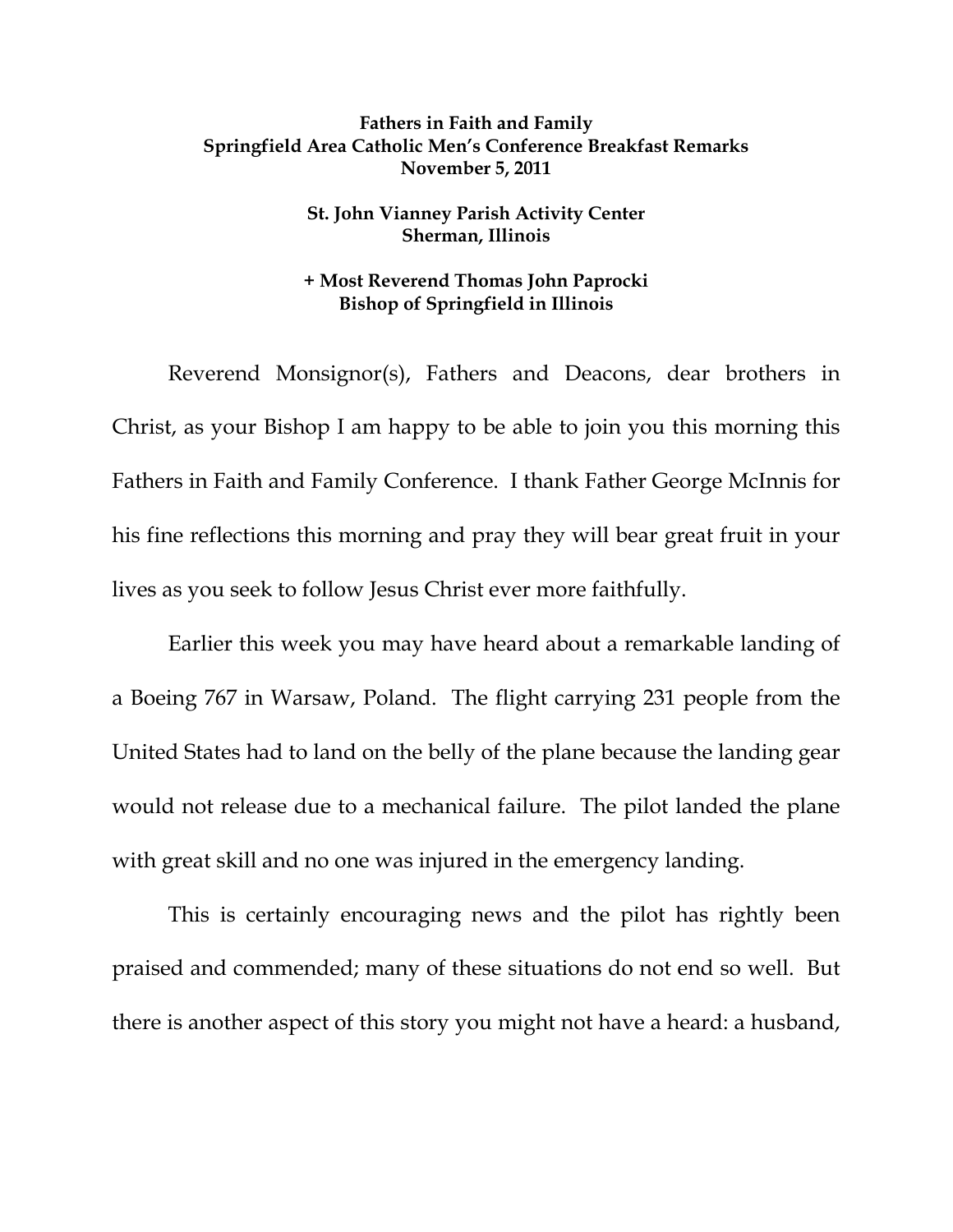**Fathers in Faith and Family**
**Springfield Area Catholic Men's Conference Breakfast Remarks**
**November 5, 2011**

**St. John Vianney Parish Activity Center**
**Sherman, Illinois**

**+ Most Reverend Thomas John Paprocki**
**Bishop of Springfield in Illinois**

Reverend Monsignor(s), Fathers and Deacons, dear brothers in Christ, as your Bishop I am happy to be able to join you this morning this Fathers in Faith and Family Conference. I thank Father George McInnis for his fine reflections this morning and pray they will bear great fruit in your lives as you seek to follow Jesus Christ ever more faithfully.

Earlier this week you may have heard about a remarkable landing of a Boeing 767 in Warsaw, Poland. The flight carrying 231 people from the United States had to land on the belly of the plane because the landing gear would not release due to a mechanical failure. The pilot landed the plane with great skill and no one was injured in the emergency landing.

This is certainly encouraging news and the pilot has rightly been praised and commended; many of these situations do not end so well. But there is another aspect of this story you might not have a heard: a husband,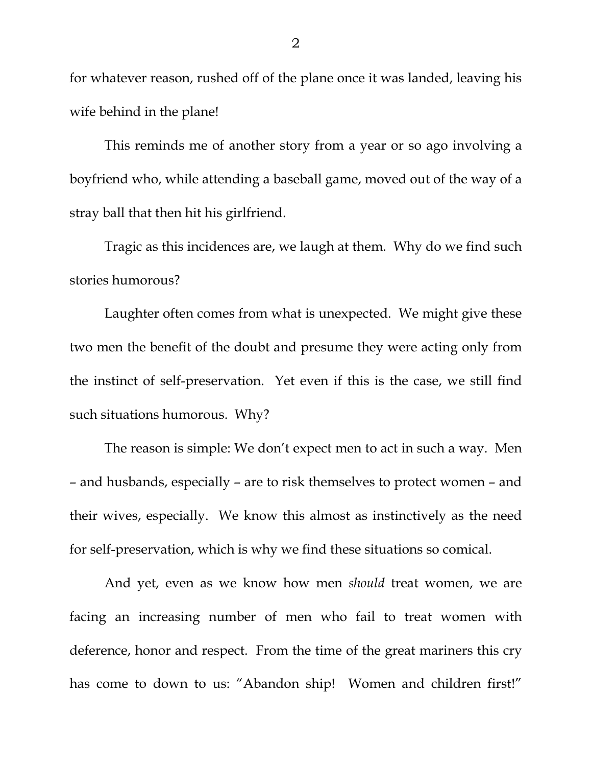for whatever reason, rushed off of the plane once it was landed, leaving his wife behind in the plane!

This reminds me of another story from a year or so ago involving a boyfriend who, while attending a baseball game, moved out of the way of a stray ball that then hit his girlfriend.

Tragic as this incidences are, we laugh at them. Why do we find such stories humorous?

Laughter often comes from what is unexpected. We might give these two men the benefit of the doubt and presume they were acting only from the instinct of self-preservation. Yet even if this is the case, we still find such situations humorous. Why?

The reason is simple: We don't expect men to act in such a way. Men – and husbands, especially – are to risk themselves to protect women – and their wives, especially. We know this almost as instinctively as the need for self-preservation, which is why we find these situations so comical.

And yet, even as we know how men *should* treat women, we are facing an increasing number of men who fail to treat women with deference, honor and respect. From the time of the great mariners this cry has come to down to us: "Abandon ship! Women and children first!"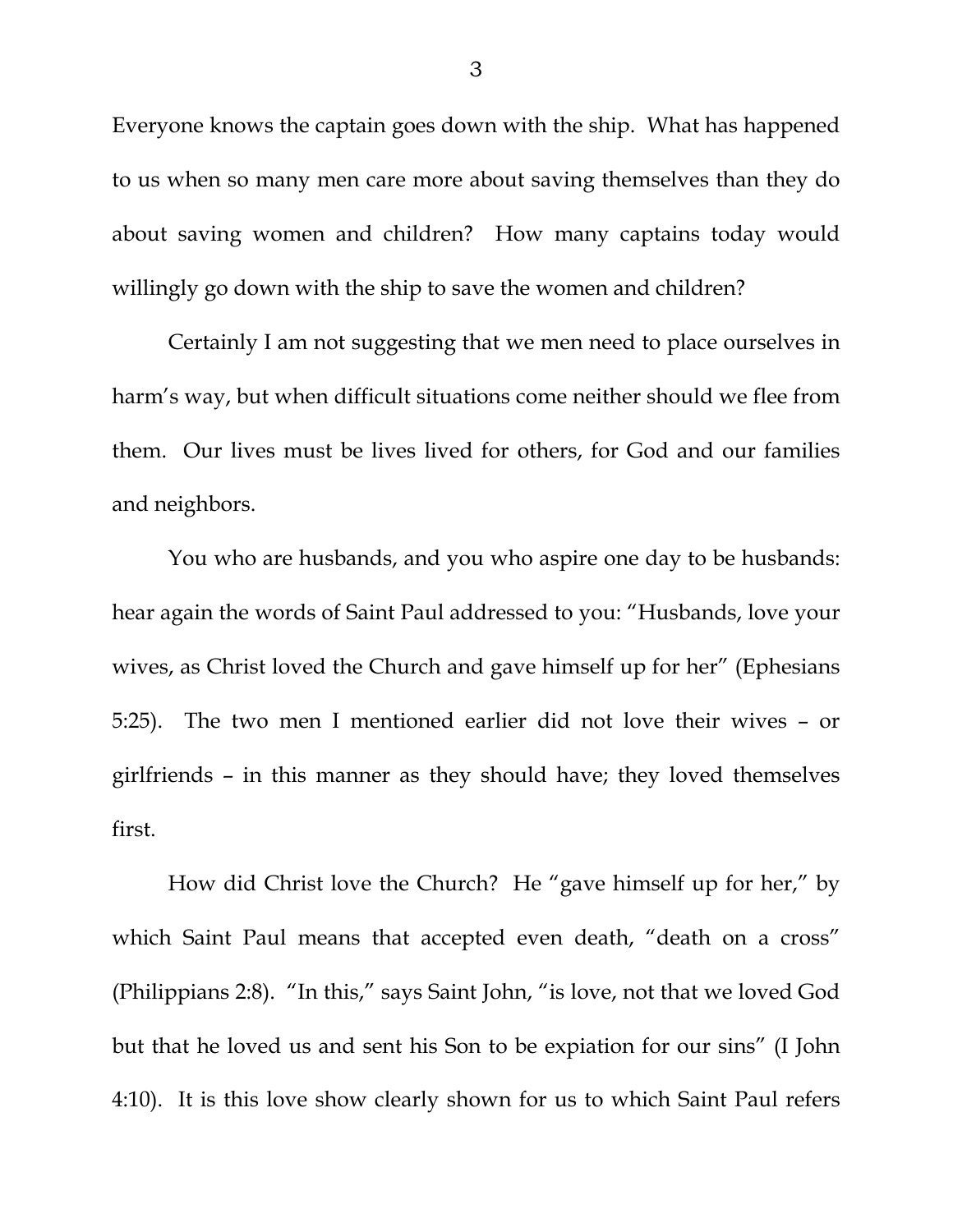Everyone knows the captain goes down with the ship. What has happened to us when so many men care more about saving themselves than they do about saving women and children? How many captains today would willingly go down with the ship to save the women and children?

Certainly I am not suggesting that we men need to place ourselves in harm's way, but when difficult situations come neither should we flee from them. Our lives must be lives lived for others, for God and our families and neighbors.

You who are husbands, and you who aspire one day to be husbands: hear again the words of Saint Paul addressed to you: "Husbands, love your wives, as Christ loved the Church and gave himself up for her" (Ephesians 5:25). The two men I mentioned earlier did not love their wives – or girlfriends – in this manner as they should have; they loved themselves first.

How did Christ love the Church? He "gave himself up for her," by which Saint Paul means that accepted even death, "death on a cross" (Philippians 2:8). "In this," says Saint John, "is love, not that we loved God but that he loved us and sent his Son to be expiation for our sins" (I John 4:10). It is this love show clearly shown for us to which Saint Paul refers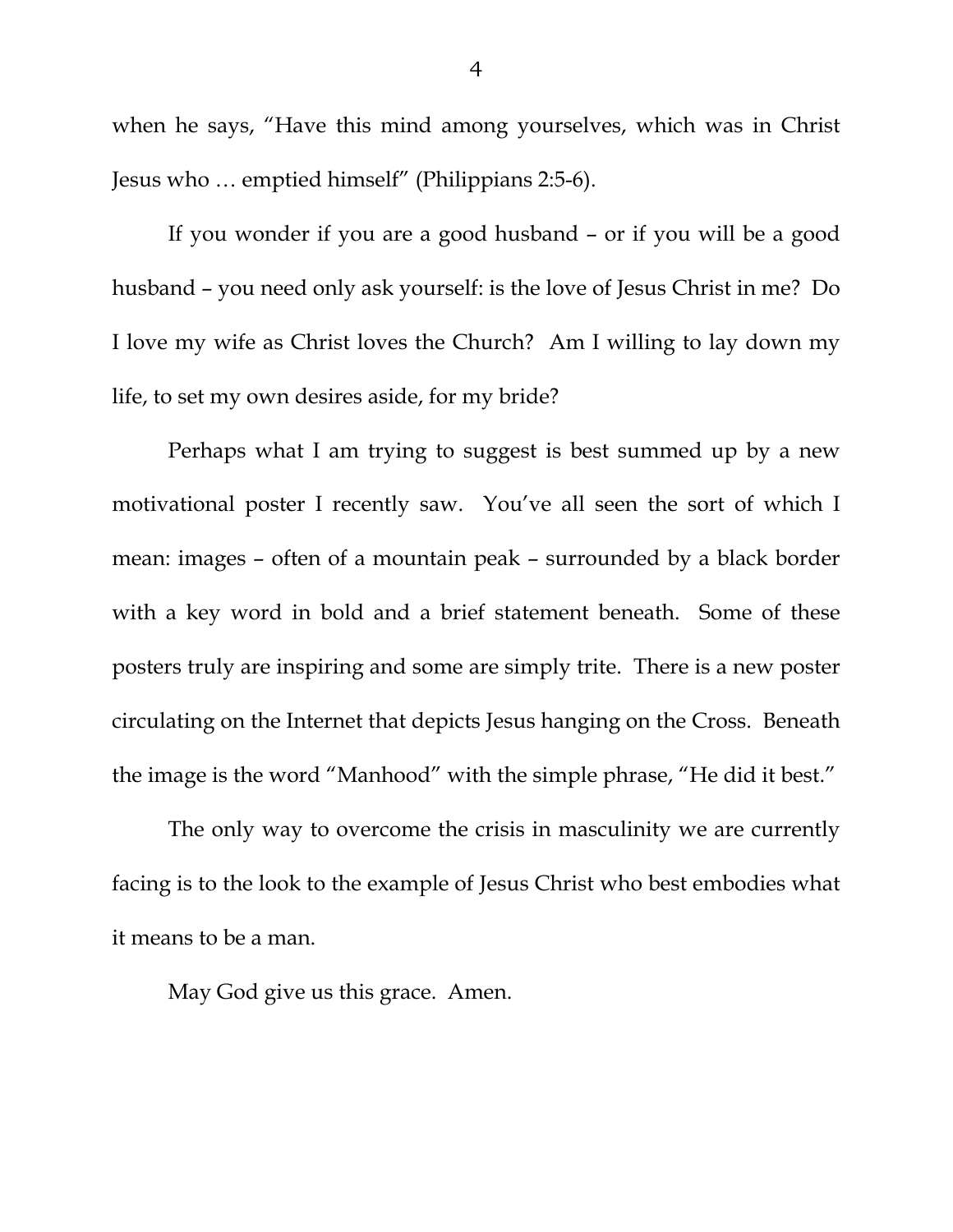when he says, "Have this mind among yourselves, which was in Christ Jesus who … emptied himself" (Philippians 2:5-6).

If you wonder if you are a good husband – or if you will be a good husband – you need only ask yourself: is the love of Jesus Christ in me? Do I love my wife as Christ loves the Church? Am I willing to lay down my life, to set my own desires aside, for my bride?

Perhaps what I am trying to suggest is best summed up by a new motivational poster I recently saw. You've all seen the sort of which I mean: images – often of a mountain peak – surrounded by a black border with a key word in bold and a brief statement beneath. Some of these posters truly are inspiring and some are simply trite. There is a new poster circulating on the Internet that depicts Jesus hanging on the Cross. Beneath the image is the word "Manhood" with the simple phrase, "He did it best."

The only way to overcome the crisis in masculinity we are currently facing is to the look to the example of Jesus Christ who best embodies what it means to be a man.

May God give us this grace. Amen.